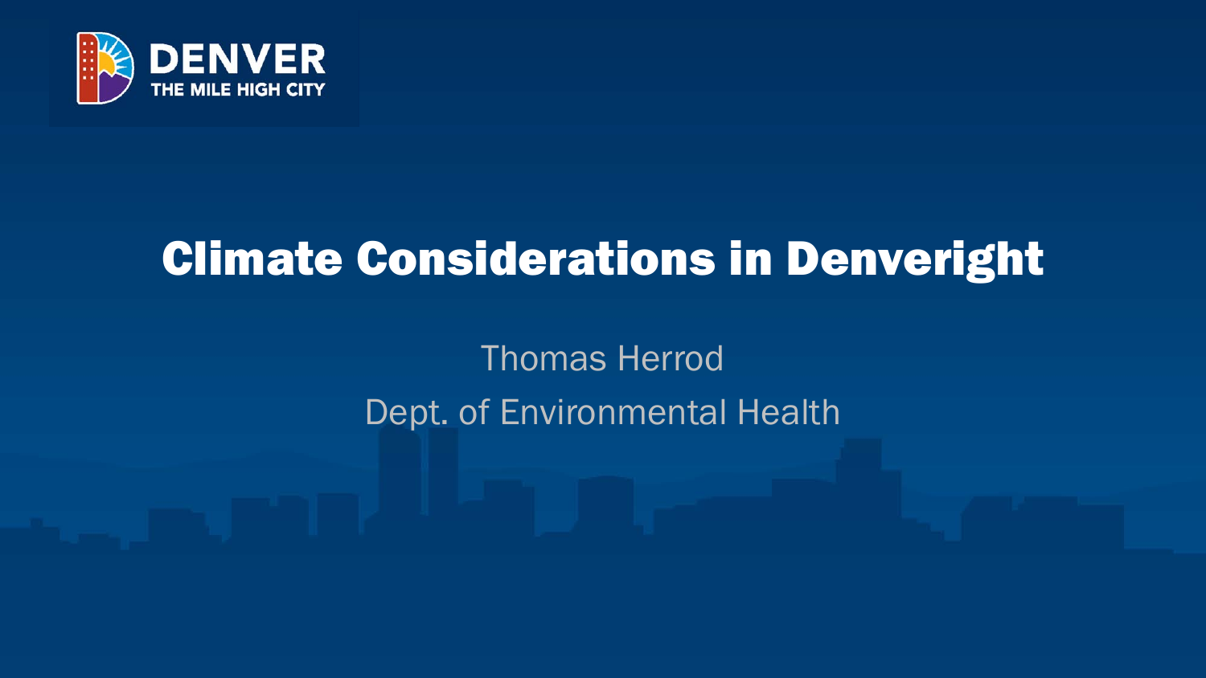DENVER
THE MILE HIGH CITY

# Climate Considerations in Denveright

Thomas Herrod

Dept. of Environmental Health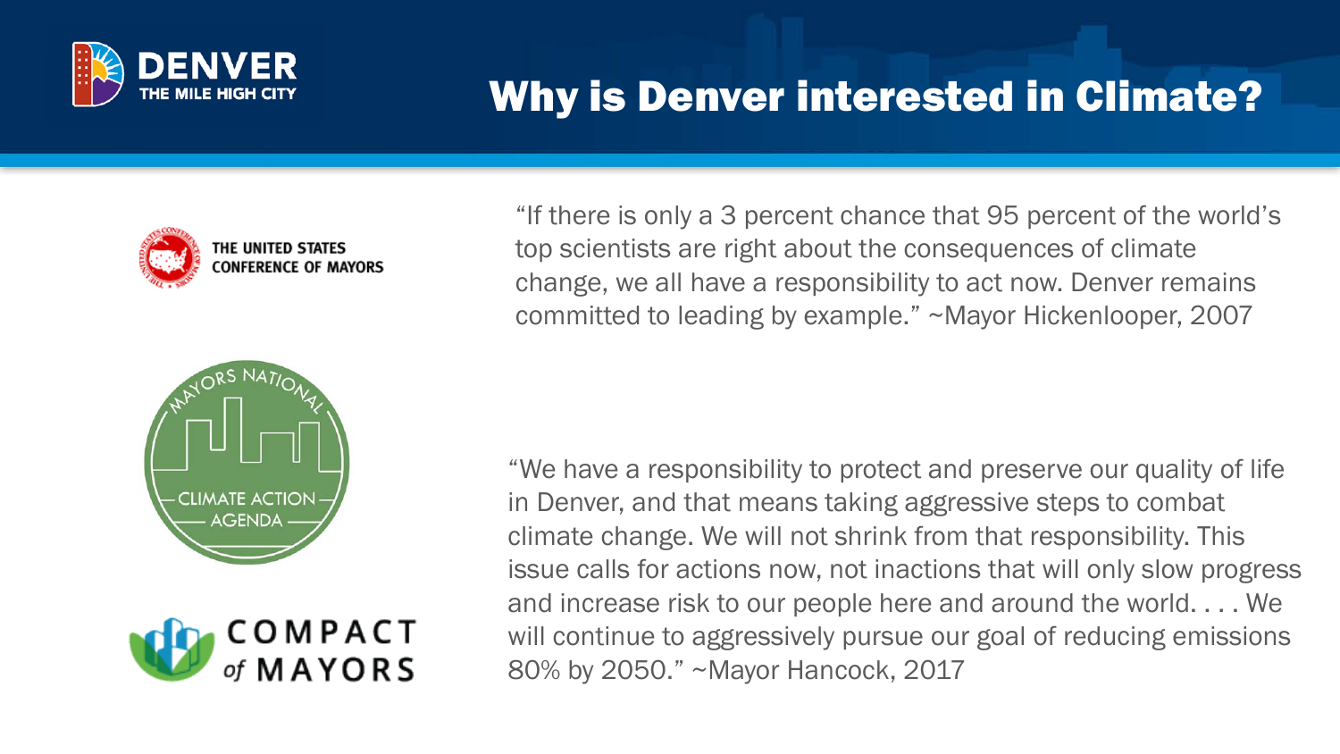# Why is Denver interested in Climate?

THE UNITED STATES CONFERENCE OF MAYORS

MAYORS NATIONAL CLIMATE ACTION AGENDA

COMPACT of MAYORS

"If there is only a 3 percent chance that 95 percent of the world's top scientists are right about the consequences of climate change, we all have a responsibility to act now. Denver remains committed to leading by example." ~Mayor Hickenlooper, 2007

"We have a responsibility to protect and preserve our quality of life in Denver, and that means taking aggressive steps to combat climate change. We will not shrink from that responsibility. This issue calls for actions now, not inactions that will only slow progress and increase risk to our people here and around the world. . . . We will continue to aggressively pursue our goal of reducing emissions 80% by 2050." ~Mayor Hancock, 2017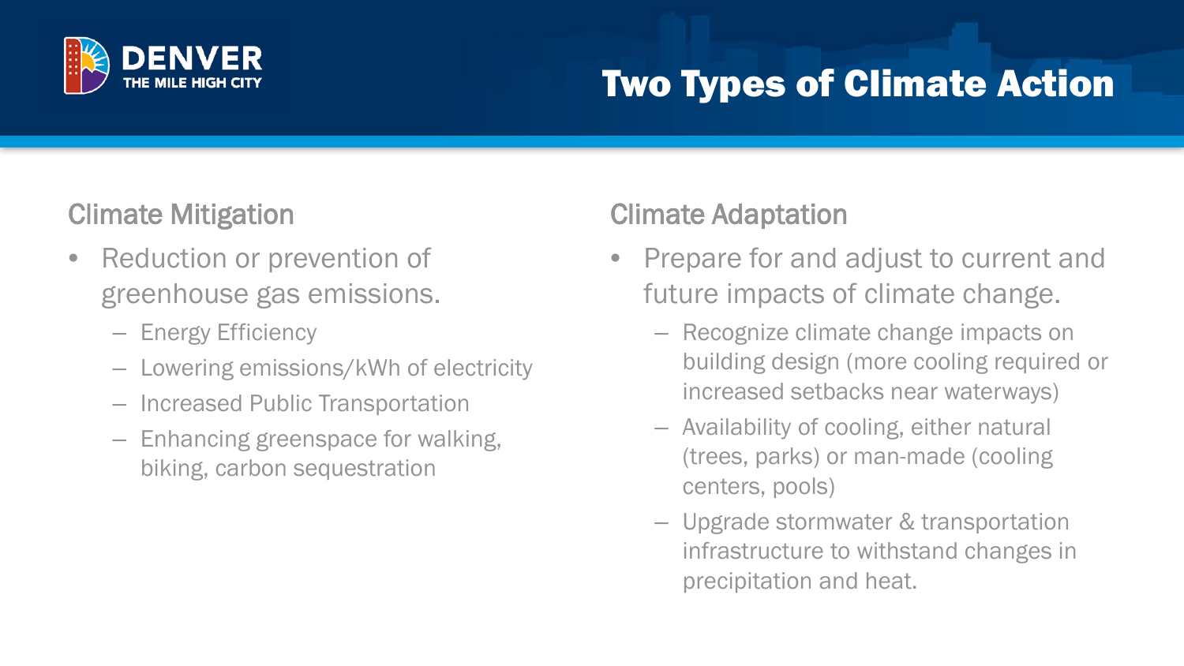# Two Types of Climate Action

## Climate Mitigation

- Reduction or prevention of greenhouse gas emissions.
  - Energy Efficiency
  - Lowering emissions/kWh of electricity
  - Increased Public Transportation
  - Enhancing greenspace for walking, biking, carbon sequestration

## Climate Adaptation

- Prepare for and adjust to current and future impacts of climate change.
  - Recognize climate change impacts on building design (more cooling required or increased setbacks near waterways)
  - Availability of cooling, either natural (trees, parks) or man-made (cooling centers, pools)
  - Upgrade stormwater & transportation infrastructure to withstand changes in precipitation and heat.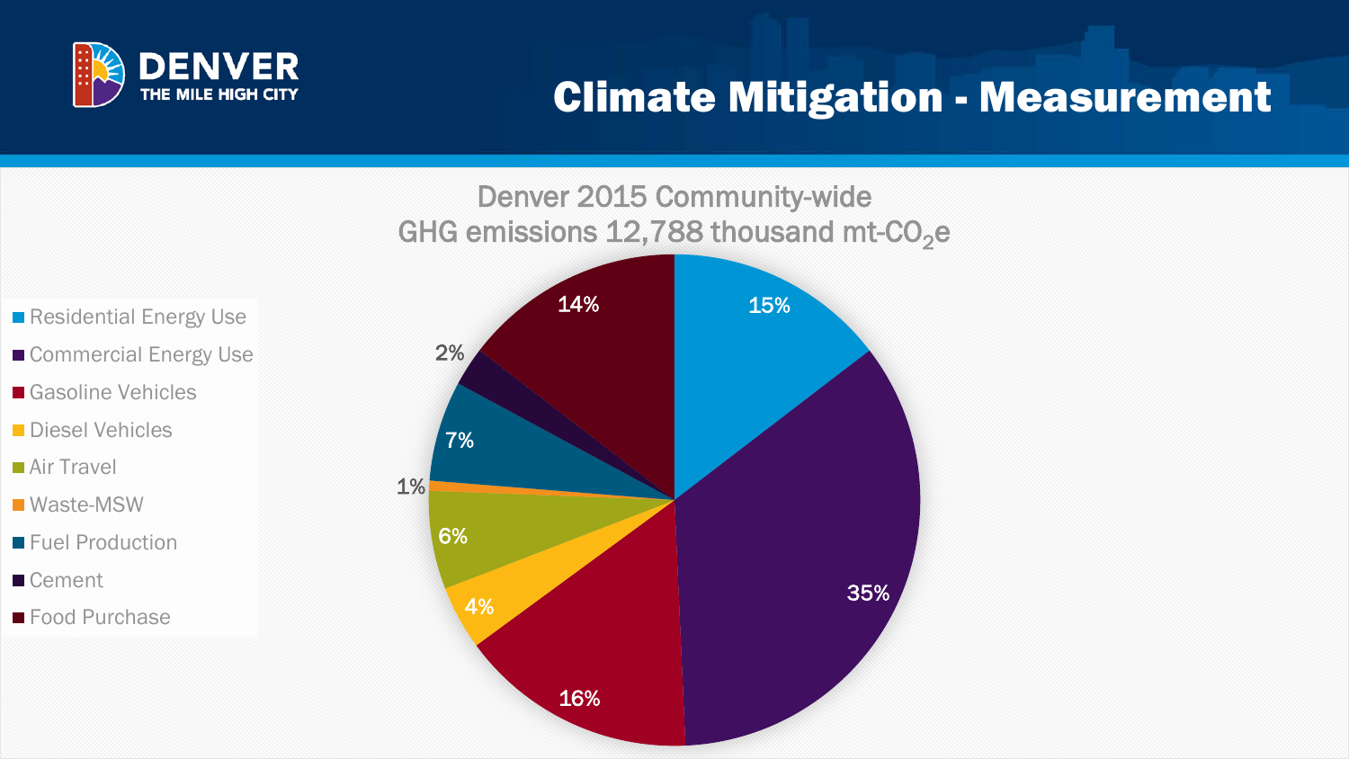# Climate Mitigation - Measurement

Denver 2015 Community-wide
GHG emissions 12,788 thousand mt-$CO_2$e

| Category | Share |
| --- | --- |
| Residential Energy Use | 15% |
| Commercial Energy Use | 35% |
| Gasoline Vehicles | 16% |
| Diesel Vehicles | 4% |
| Air Travel | 6% |
| Waste-MSW | 1% |
| Fuel Production | 7% |
| Cement | 2% |
| Food Purchase | 14% |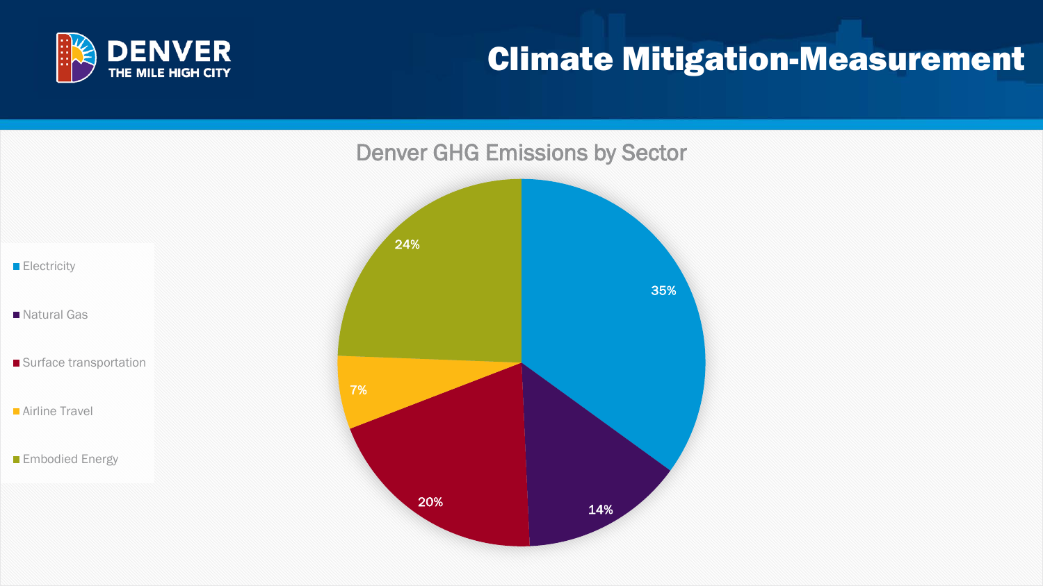# Climate Mitigation-Measurement

## Denver GHG Emissions by Sector

| Sector | Share |
| --- | --- |
| Electricity | 35% |
| Natural Gas | 14% |
| Surface transportation | 20% |
| Airline Travel | 7% |
| Embodied Energy | 24% |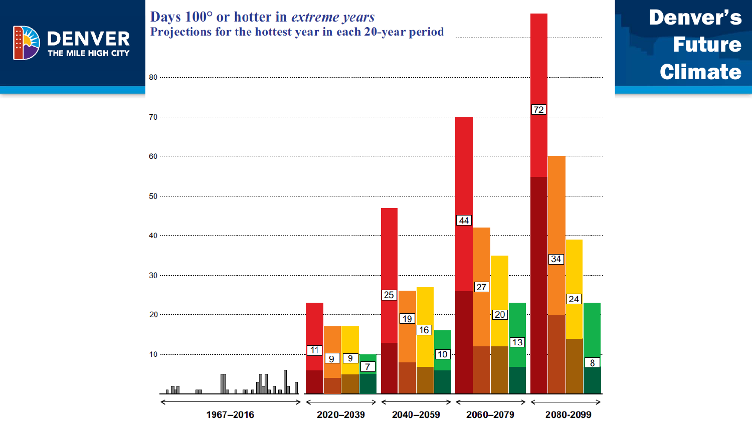# Days 100° or hotter in *extreme years*

## Projections for the hottest year in each 20-year period

**Denver's Future Climate**

| Period | Red | Orange | Yellow | Green |
|---|---|---|---|---|
| 2020–2039 | 11 | 9 | 9 | 7 |
| 2040–2059 | 25 | 19 | 16 | 10 |
| 2060–2079 | 44 | 27 | 20 | 13 |
| 2080–2099 | 72 | 34 | 24 | 8 |

1967–2016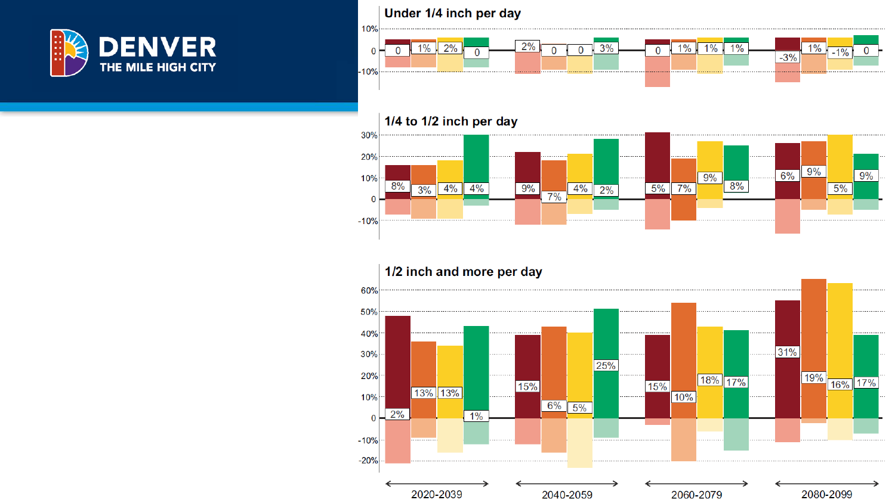DENVER

THE MILE HIGH CITY

### Under 1/4 inch per day

| Period | Bar 1 | Bar 2 | Bar 3 | Bar 4 |
| --- | --- | --- | --- | --- |
| 2020-2039 | 0 | 1% | 2% | 0 |
| 2040-2059 | 2% | 0 | 0 | 3% |
| 2060-2079 | 0 | 1% | 1% | 1% |
| 2080-2099 | -3% | 1% | -1% | 0 |

### 1/4 to 1/2 inch per day

| Period | Bar 1 | Bar 2 | Bar 3 | Bar 4 |
| --- | --- | --- | --- | --- |
| 2020-2039 | 8% | 3% | 4% | 4% |
| 2040-2059 | 9% | 7% | 4% | 2% |
| 2060-2079 | 5% | 7% | 9% | 8% |
| 2080-2099 | 6% | 9% | 5% | 9% |

### 1/2 inch and more per day

| Period | Bar 1 | Bar 2 | Bar 3 | Bar 4 |
| --- | --- | --- | --- | --- |
| 2020-2039 | 2% | 13% | 13% | 1% |
| 2040-2059 | 15% | 6% | 5% | 25% |
| 2060-2079 | 15% | 10% | 18% | 17% |
| 2080-2099 | 31% | 19% | 16% | 17% |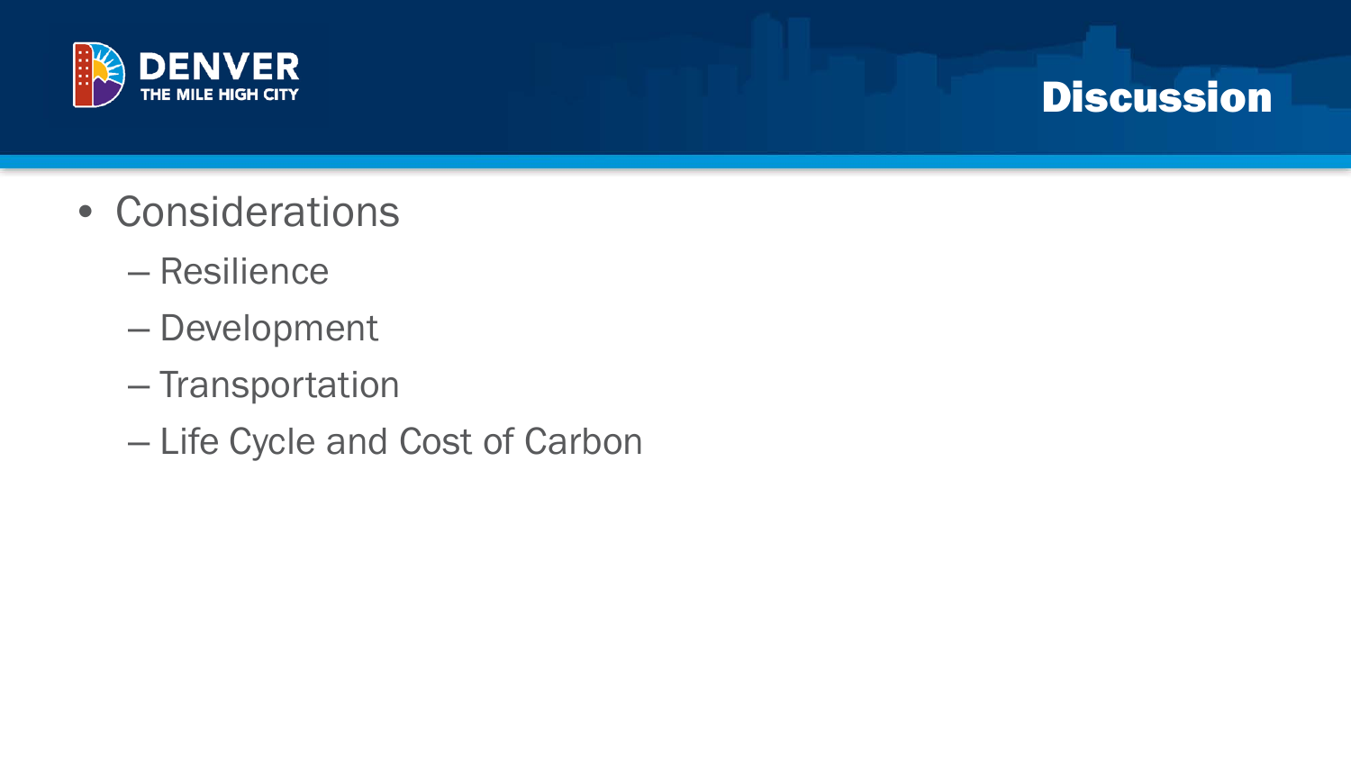# Discussion

- Considerations
  - Resilience
  - Development
  - Transportation
  - Life Cycle and Cost of Carbon